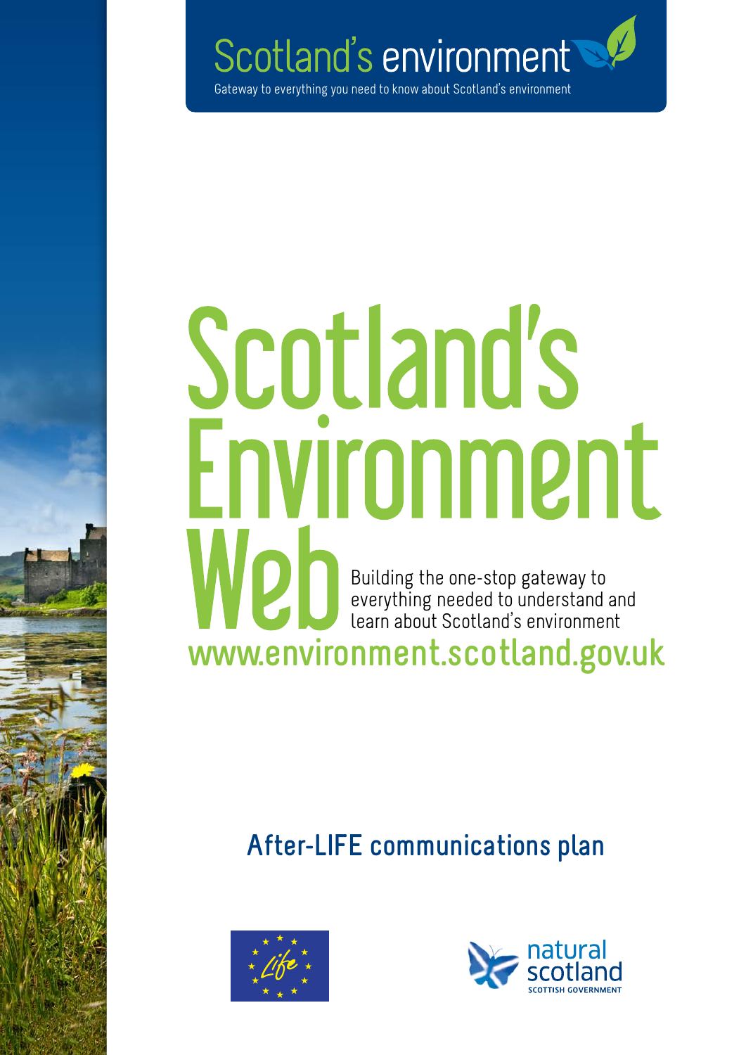Scotland's environment

Gateway to everything you need to know about Scotland's environment

# Scotland's Environment Web

Building the one-stop gateway to everything needed to understand and learn about Scotland's environment

www.environment.scotland.gov.uk

## After-LIFE communications plan

natural scotland

SCOTTISH GOVERNMENT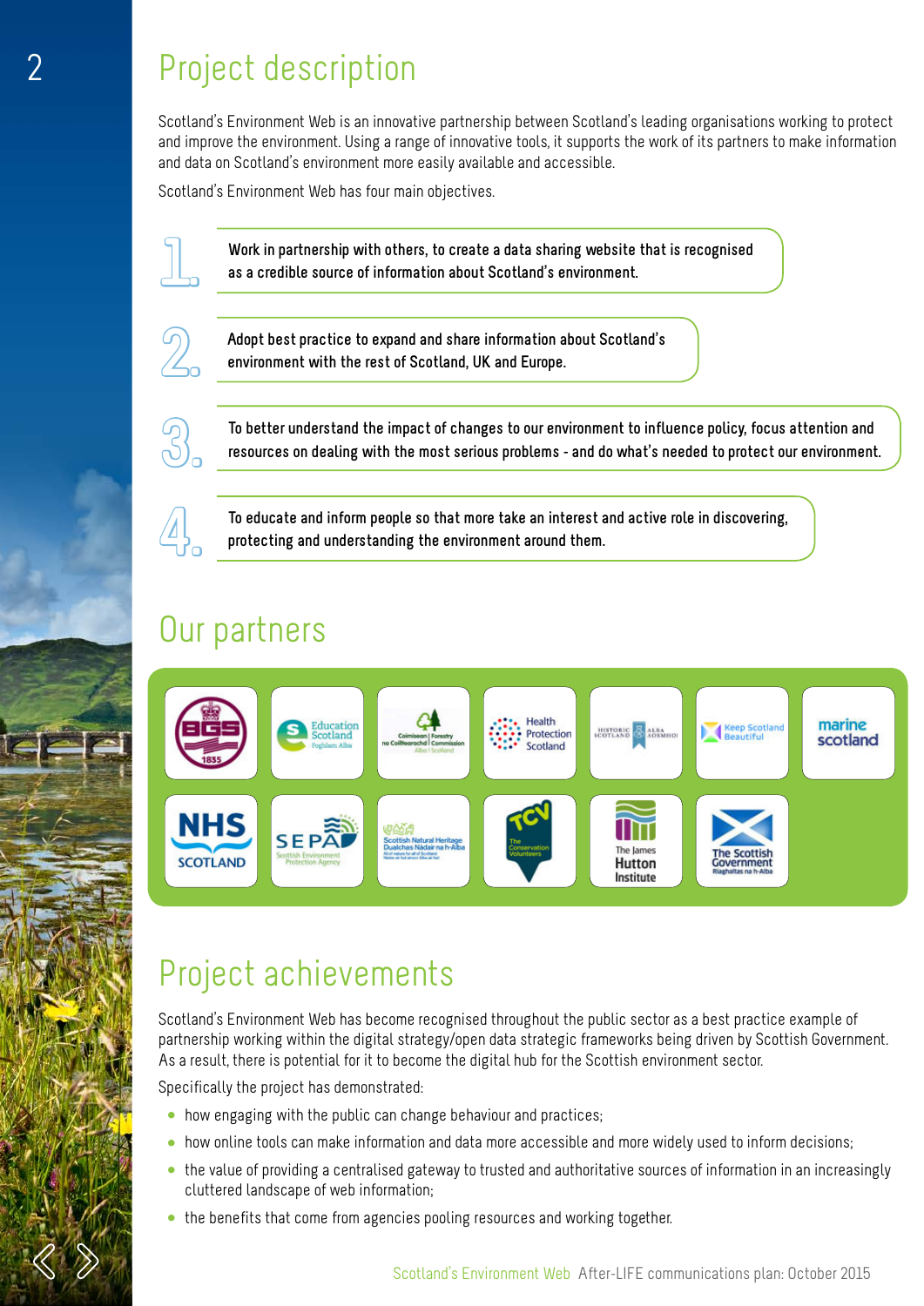# Project description

Scotland's Environment Web is an innovative partnership between Scotland's leading organisations working to protect and improve the environment. Using a range of innovative tools, it supports the work of its partners to make information and data on Scotland's environment more easily available and accessible.

Scotland's Environment Web has four main objectives.

1. **Work in partnership with others, to create a data sharing website that is recognised as a credible source of information about Scotland's environment.**

2. **Adopt best practice to expand and share information about Scotland's environment with the rest of Scotland, UK and Europe.**

3. **To better understand the impact of changes to our environment to influence policy, focus attention and resources on dealing with the most serious problems - and do what's needed to protect our environment.**

4. **To educate and inform people so that more take an interest and active role in discovering, protecting and understanding the environment around them.**

# Our partners

- BGS
- Education Scotland
- Forestry Commission Scotland
- Health Protection Scotland
- Historic Scotland
- Keep Scotland Beautiful
- Marine Scotland
- NHS Scotland
- SEPA – Scottish Environment Protection Agency
- Scottish Natural Heritage
- TCV – The Conservation Volunteers
- The James Hutton Institute
- The Scottish Government

# Project achievements

Scotland's Environment Web has become recognised throughout the public sector as a best practice example of partnership working within the digital strategy/open data strategic frameworks being driven by Scottish Government. As a result, there is potential for it to become the digital hub for the Scottish environment sector.

Specifically the project has demonstrated:

- how engaging with the public can change behaviour and practices;
- how online tools can make information and data more accessible and more widely used to inform decisions;
- the value of providing a centralised gateway to trusted and authoritative sources of information in an increasingly cluttered landscape of web information;
- the benefits that come from agencies pooling resources and working together.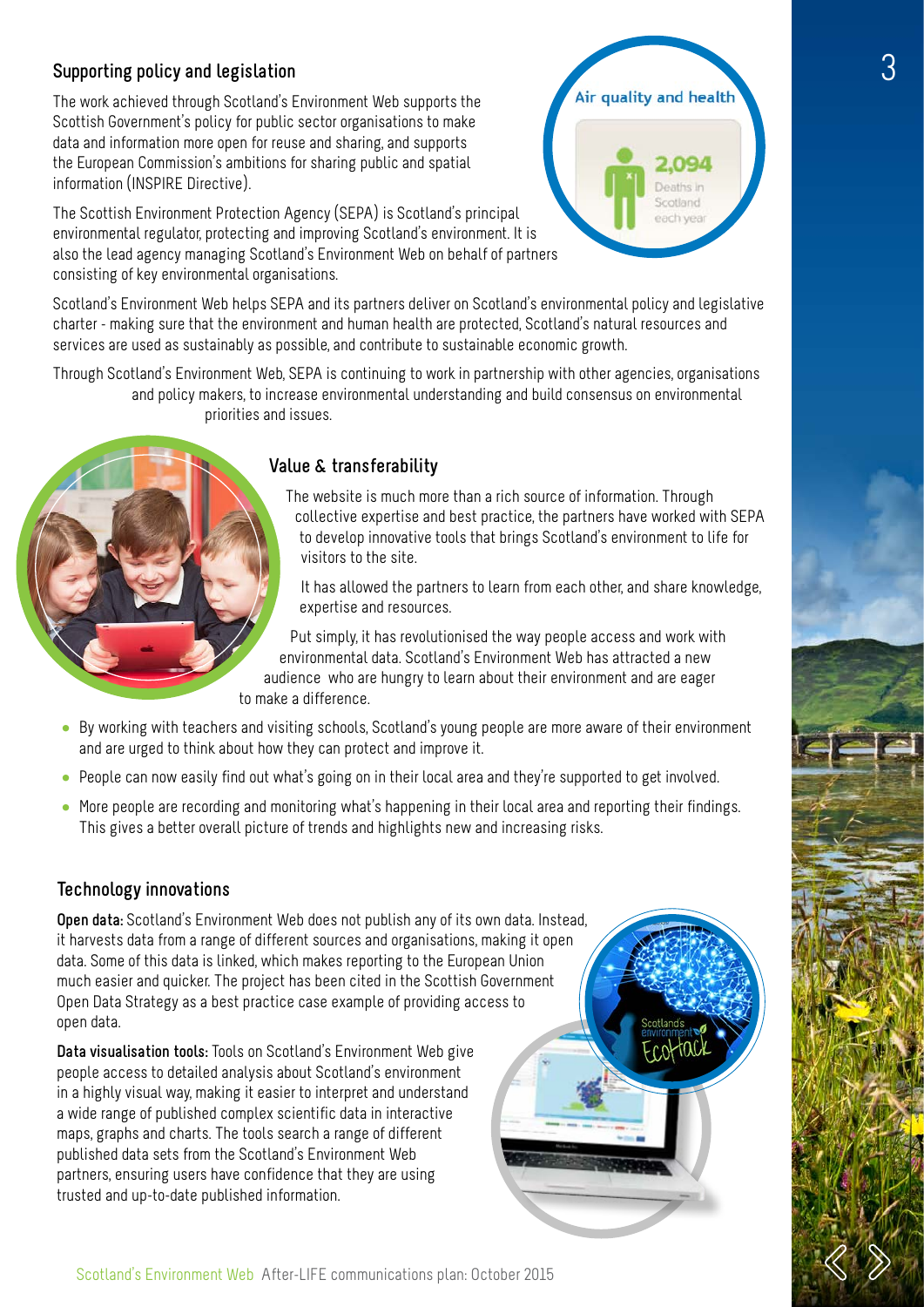## Supporting policy and legislation

The work achieved through Scotland's Environment Web supports the Scottish Government's policy for public sector organisations to make data and information more open for reuse and sharing, and supports the European Commission's ambitions for sharing public and spatial information (INSPIRE Directive).

The Scottish Environment Protection Agency (SEPA) is Scotland's principal environmental regulator, protecting and improving Scotland's environment. It is also the lead agency managing Scotland's Environment Web on behalf of partners consisting of key environmental organisations.

Air quality and health

2,094 Deaths in Scotland each year

Scotland's Environment Web helps SEPA and its partners deliver on Scotland's environmental policy and legislative charter - making sure that the environment and human health are protected, Scotland's natural resources and services are used as sustainably as possible, and contribute to sustainable economic growth.

Through Scotland's Environment Web, SEPA is continuing to work in partnership with other agencies, organisations and policy makers, to increase environmental understanding and build consensus on environmental priorities and issues.

## Value & transferability

The website is much more than a rich source of information. Through collective expertise and best practice, the partners have worked with SEPA to develop innovative tools that brings Scotland's environment to life for visitors to the site.

It has allowed the partners to learn from each other, and share knowledge, expertise and resources.

Put simply, it has revolutionised the way people access and work with environmental data. Scotland's Environment Web has attracted a new audience who are hungry to learn about their environment and are eager to make a difference.

- By working with teachers and visiting schools, Scotland's young people are more aware of their environment and are urged to think about how they can protect and improve it.
- People can now easily find out what's going on in their local area and they're supported to get involved.
- More people are recording and monitoring what's happening in their local area and reporting their findings. This gives a better overall picture of trends and highlights new and increasing risks.

## Technology innovations

**Open data:** Scotland's Environment Web does not publish any of its own data. Instead, it harvests data from a range of different sources and organisations, making it open data. Some of this data is linked, which makes reporting to the European Union much easier and quicker. The project has been cited in the Scottish Government Open Data Strategy as a best practice case example of providing access to open data.

**Data visualisation tools:** Tools on Scotland's Environment Web give people access to detailed analysis about Scotland's environment in a highly visual way, making it easier to interpret and understand a wide range of published complex scientific data in interactive maps, graphs and charts. The tools search a range of different published data sets from the Scotland's Environment Web partners, ensuring users have confidence that they are using trusted and up-to-date published information.

Scotland's environment EcoHack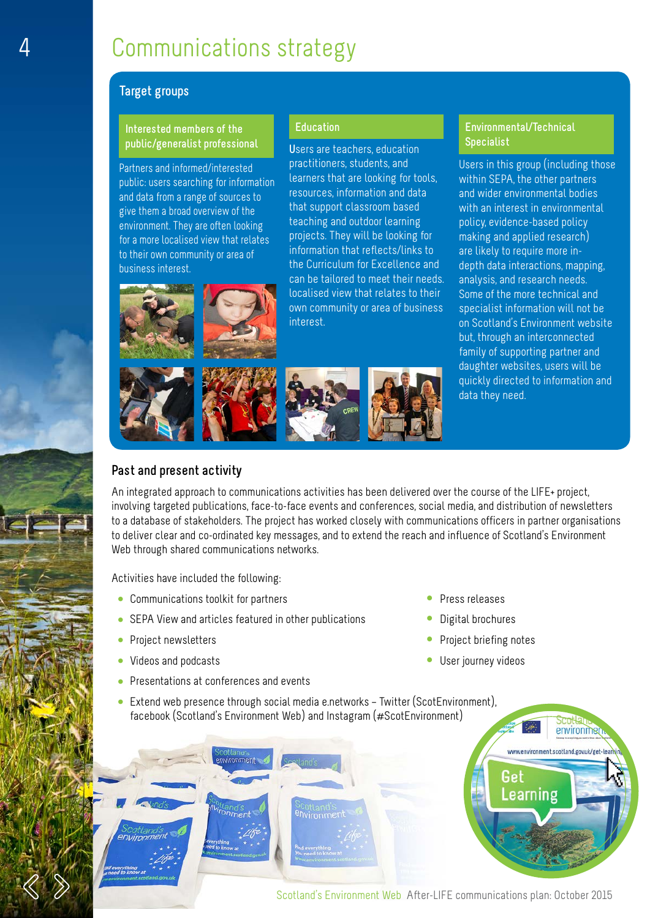# Communications strategy

## Target groups

### Interested members of the public/generalist professional

Partners and informed/interested public: users searching for information and data from a range of sources to give them a broad overview of the environment. They are often looking for a more localised view that relates to their own community or area of business interest.

### Education

Users are teachers, education practitioners, students, and learners that are looking for tools, resources, information and data that support classroom based teaching and outdoor learning projects. They will be looking for information that reflects/links to the Curriculum for Excellence and can be tailored to meet their needs. localised view that relates to their own community or area of business interest.

### Environmental/Technical Specialist

Users in this group (including those within SEPA, the other partners and wider environmental bodies with an interest in environmental policy, evidence-based policy making and applied research) are likely to require more in-depth data interactions, mapping, analysis, and research needs. Some of the more technical and specialist information will not be on Scotland's Environment website but, through an interconnected family of supporting partner and daughter websites, users will be quickly directed to information and data they need.

## Past and present activity

An integrated approach to communications activities has been delivered over the course of the LIFE+ project, involving targeted publications, face-to-face events and conferences, social media, and distribution of newsletters to a database of stakeholders. The project has worked closely with communications officers in partner organisations to deliver clear and co-ordinated key messages, and to extend the reach and influence of Scotland's Environment Web through shared communications networks.

Activities have included the following:

- Communications toolkit for partners
- SEPA View and articles featured in other publications
- Project newsletters
- Videos and podcasts
- Presentations at conferences and events
- Extend web presence through social media e.networks – Twitter (ScotEnvironment), facebook (Scotland's Environment Web) and Instagram (#ScotEnvironment)
- Press releases
- Digital brochures
- Project briefing notes
- User journey videos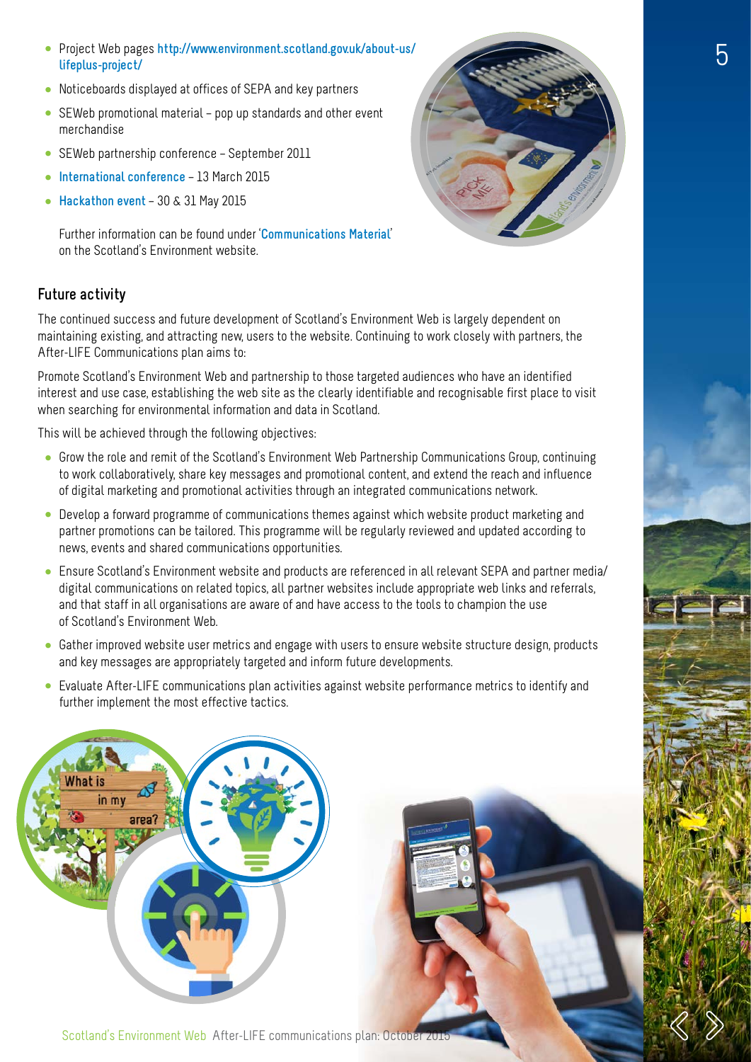- Project Web pages http://www.environment.scotland.gov.uk/about-us/lifeplus-project/
- Noticeboards displayed at offices of SEPA and key partners
- SEWeb promotional material – pop up standards and other event merchandise
- SEWeb partnership conference – September 2011
- International conference – 13 March 2015
- Hackathon event – 30 & 31 May 2015

Further information can be found under 'Communications Material' on the Scotland's Environment website.

## Future activity

The continued success and future development of Scotland's Environment Web is largely dependent on maintaining existing, and attracting new, users to the website. Continuing to work closely with partners, the After-LIFE Communications plan aims to:

Promote Scotland's Environment Web and partnership to those targeted audiences who have an identified interest and use case, establishing the web site as the clearly identifiable and recognisable first place to visit when searching for environmental information and data in Scotland.

This will be achieved through the following objectives:

- Grow the role and remit of the Scotland's Environment Web Partnership Communications Group, continuing to work collaboratively, share key messages and promotional content, and extend the reach and influence of digital marketing and promotional activities through an integrated communications network.
- Develop a forward programme of communications themes against which website product marketing and partner promotions can be tailored. This programme will be regularly reviewed and updated according to news, events and shared communications opportunities.
- Ensure Scotland's Environment website and products are referenced in all relevant SEPA and partner media/digital communications on related topics, all partner websites include appropriate web links and referrals, and that staff in all organisations are aware of and have access to the tools to champion the use of Scotland's Environment Web.
- Gather improved website user metrics and engage with users to ensure website structure design, products and key messages are appropriately targeted and inform future developments.
- Evaluate After-LIFE communications plan activities against website performance metrics to identify and further implement the most effective tactics.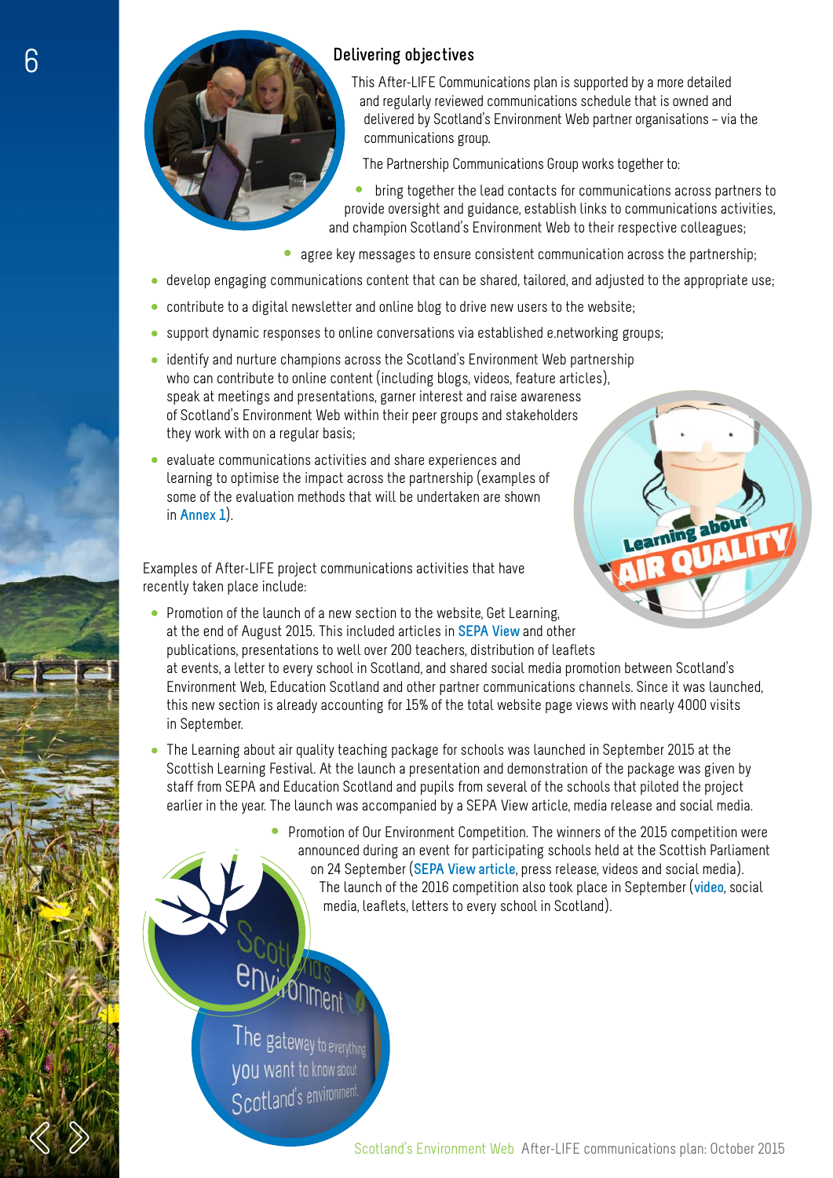## Delivering objectives

This After-LIFE Communications plan is supported by a more detailed and regularly reviewed communications schedule that is owned and delivered by Scotland's Environment Web partner organisations – via the communications group.

The Partnership Communications Group works together to:

- bring together the lead contacts for communications across partners to provide oversight and guidance, establish links to communications activities, and champion Scotland's Environment Web to their respective colleagues;
- agree key messages to ensure consistent communication across the partnership;
- develop engaging communications content that can be shared, tailored, and adjusted to the appropriate use;
- contribute to a digital newsletter and online blog to drive new users to the website;
- support dynamic responses to online conversations via established e.networking groups;
- identify and nurture champions across the Scotland's Environment Web partnership who can contribute to online content (including blogs, videos, feature articles), speak at meetings and presentations, garner interest and raise awareness of Scotland's Environment Web within their peer groups and stakeholders they work with on a regular basis;
- evaluate communications activities and share experiences and learning to optimise the impact across the partnership (examples of some of the evaluation methods that will be undertaken are shown in Annex 1).

Examples of After-LIFE project communications activities that have recently taken place include:

- Promotion of the launch of a new section to the website, Get Learning, at the end of August 2015. This included articles in SEPA View and other publications, presentations to well over 200 teachers, distribution of leaflets at events, a letter to every school in Scotland, and shared social media promotion between Scotland's Environment Web, Education Scotland and other partner communications channels. Since it was launched, this new section is already accounting for 15% of the total website page views with nearly 4000 visits in September.
- The Learning about air quality teaching package for schools was launched in September 2015 at the Scottish Learning Festival. At the launch a presentation and demonstration of the package was given by staff from SEPA and Education Scotland and pupils from several of the schools that piloted the project earlier in the year. The launch was accompanied by a SEPA View article, media release and social media.
- Promotion of Our Environment Competition. The winners of the 2015 competition were announced during an event for participating schools held at the Scottish Parliament on 24 September (SEPA View article, press release, videos and social media). The launch of the 2016 competition also took place in September (video, social media, leaflets, letters to every school in Scotland).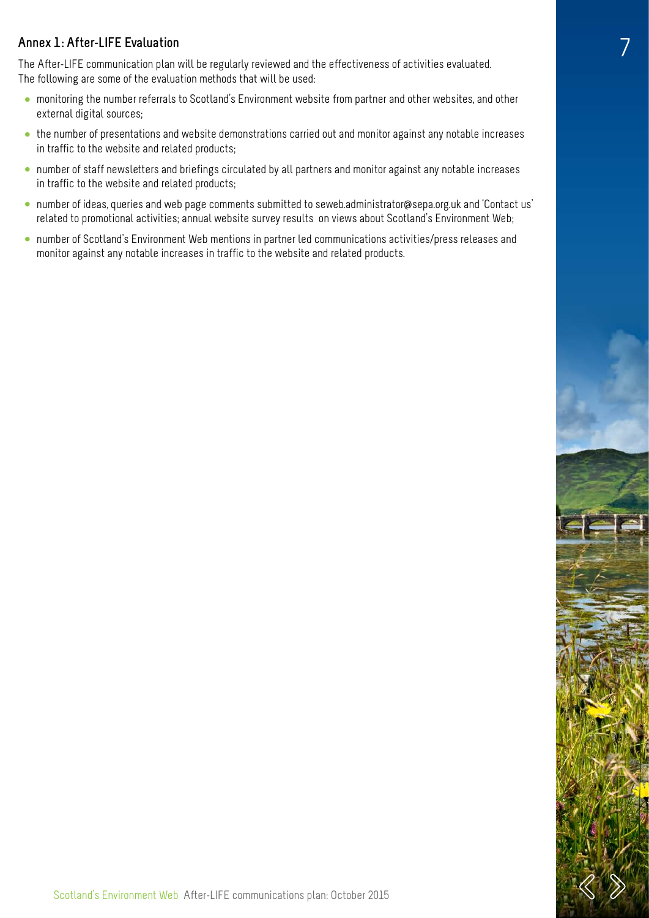## Annex 1: After-LIFE Evaluation

The After-LIFE communication plan will be regularly reviewed and the effectiveness of activities evaluated. The following are some of the evaluation methods that will be used:

- monitoring the number referrals to Scotland's Environment website from partner and other websites, and other external digital sources;
- the number of presentations and website demonstrations carried out and monitor against any notable increases in traffic to the website and related products;
- number of staff newsletters and briefings circulated by all partners and monitor against any notable increases in traffic to the website and related products;
- number of ideas, queries and web page comments submitted to seweb.administrator@sepa.org.uk and 'Contact us' related to promotional activities; annual website survey results on views about Scotland's Environment Web;
- number of Scotland's Environment Web mentions in partner led communications activities/press releases and monitor against any notable increases in traffic to the website and related products.